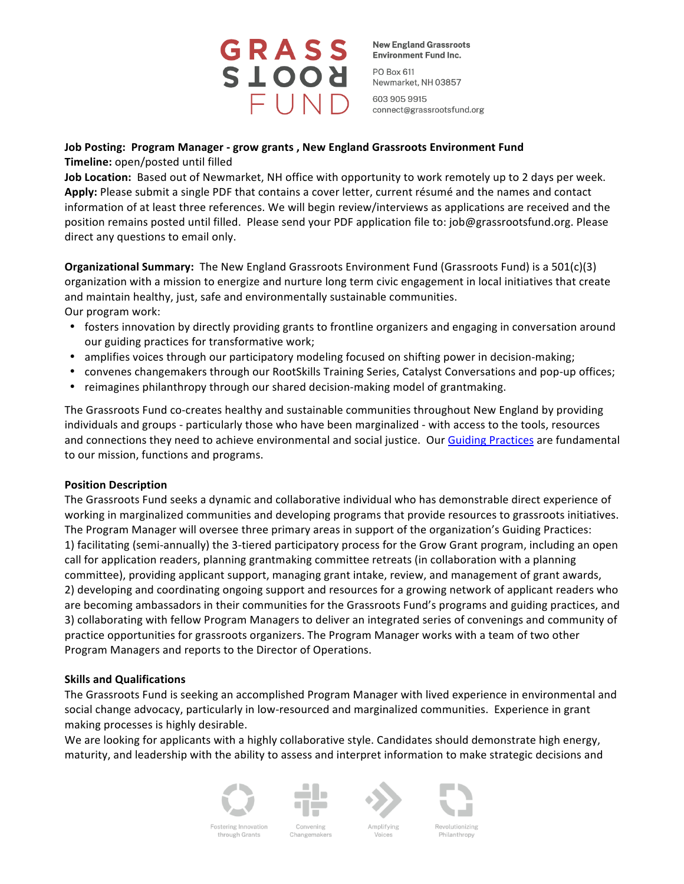GRASS ROOTS FUND

New England Grassroots Environment Fund Inc.

PO Box 611
Newmarket, NH 03857

603 905 9915
connect@grassrootsfund.org

**Job Posting: Program Manager - grow grants , New England Grassroots Environment Fund**
**Timeline:** open/posted until filled
**Job Location:** Based out of Newmarket, NH office with opportunity to work remotely up to 2 days per week.
**Apply:** Please submit a single PDF that contains a cover letter, current résumé and the names and contact information of at least three references. We will begin review/interviews as applications are received and the position remains posted until filled. Please send your PDF application file to: job@grassrootsfund.org. Please direct any questions to email only.

**Organizational Summary:** The New England Grassroots Environment Fund (Grassroots Fund) is a 501(c)(3) organization with a mission to energize and nurture long term civic engagement in local initiatives that create and maintain healthy, just, safe and environmentally sustainable communities.
Our program work:

- fosters innovation by directly providing grants to frontline organizers and engaging in conversation around our guiding practices for transformative work;
- amplifies voices through our participatory modeling focused on shifting power in decision-making;
- convenes changemakers through our RootSkills Training Series, Catalyst Conversations and pop-up offices;
- reimagines philanthropy through our shared decision-making model of grantmaking.

The Grassroots Fund co-creates healthy and sustainable communities throughout New England by providing individuals and groups - particularly those who have been marginalized - with access to the tools, resources and connections they need to achieve environmental and social justice. Our Guiding Practices are fundamental to our mission, functions and programs.

**Position Description**
The Grassroots Fund seeks a dynamic and collaborative individual who has demonstrable direct experience of working in marginalized communities and developing programs that provide resources to grassroots initiatives. The Program Manager will oversee three primary areas in support of the organization's Guiding Practices:
1) facilitating (semi-annually) the 3-tiered participatory process for the Grow Grant program, including an open call for application readers, planning grantmaking committee retreats (in collaboration with a planning committee), providing applicant support, managing grant intake, review, and management of grant awards,
2) developing and coordinating ongoing support and resources for a growing network of applicant readers who are becoming ambassadors in their communities for the Grassroots Fund's programs and guiding practices, and
3) collaborating with fellow Program Managers to deliver an integrated series of convenings and community of practice opportunities for grassroots organizers. The Program Manager works with a team of two other Program Managers and reports to the Director of Operations.

**Skills and Qualifications**
The Grassroots Fund is seeking an accomplished Program Manager with lived experience in environmental and social change advocacy, particularly in low-resourced and marginalized communities. Experience in grant making processes is highly desirable.
We are looking for applicants with a highly collaborative style. Candidates should demonstrate high energy, maturity, and leadership with the ability to assess and interpret information to make strategic decisions and

Fostering Innovation through Grants | Convening Changemakers | Amplifying Voices | Revolutionizing Philanthropy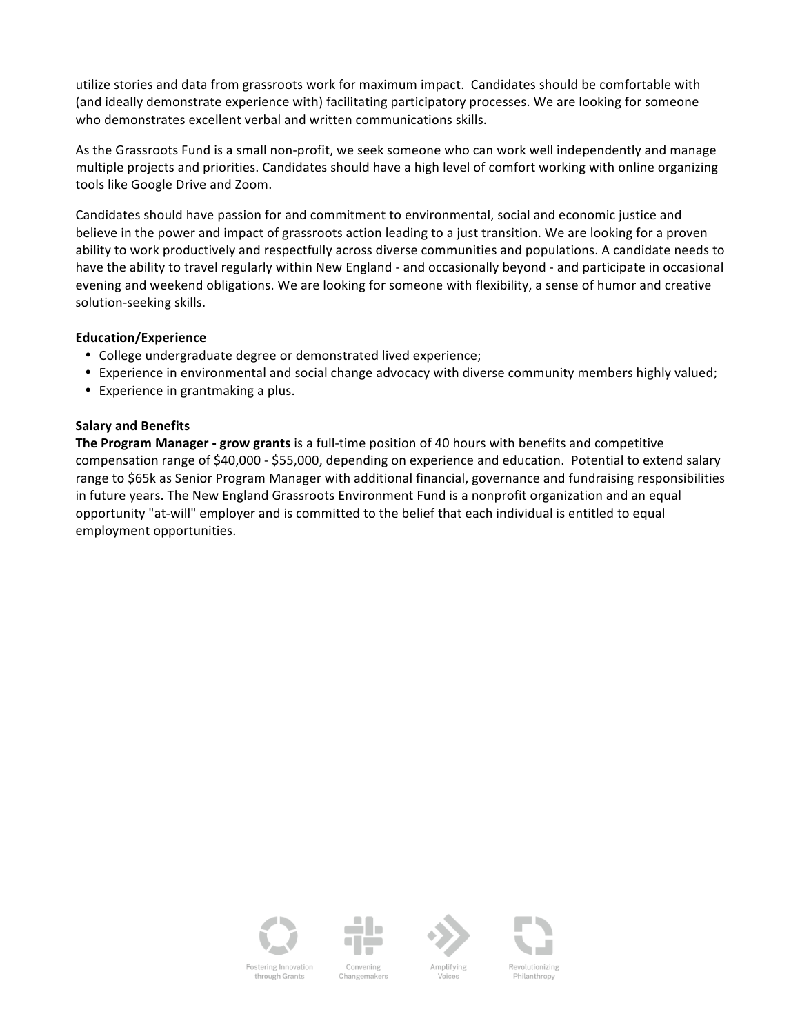utilize stories and data from grassroots work for maximum impact. Candidates should be comfortable with (and ideally demonstrate experience with) facilitating participatory processes. We are looking for someone who demonstrates excellent verbal and written communications skills.

As the Grassroots Fund is a small non-profit, we seek someone who can work well independently and manage multiple projects and priorities. Candidates should have a high level of comfort working with online organizing tools like Google Drive and Zoom.

Candidates should have passion for and commitment to environmental, social and economic justice and believe in the power and impact of grassroots action leading to a just transition. We are looking for a proven ability to work productively and respectfully across diverse communities and populations. A candidate needs to have the ability to travel regularly within New England - and occasionally beyond - and participate in occasional evening and weekend obligations. We are looking for someone with flexibility, a sense of humor and creative solution-seeking skills.

**Education/Experience**

- College undergraduate degree or demonstrated lived experience;
- Experience in environmental and social change advocacy with diverse community members highly valued;
- Experience in grantmaking a plus.

**Salary and Benefits**

**The Program Manager - grow grants** is a full-time position of 40 hours with benefits and competitive compensation range of $40,000 - $55,000, depending on experience and education. Potential to extend salary range to $65k as Senior Program Manager with additional financial, governance and fundraising responsibilities in future years. The New England Grassroots Environment Fund is a nonprofit organization and an equal opportunity "at-will" employer and is committed to the belief that each individual is entitled to equal employment opportunities.

Fostering Innovation through Grants

Convening Changemakers

Amplifying Voices

Revolutionizing Philanthropy